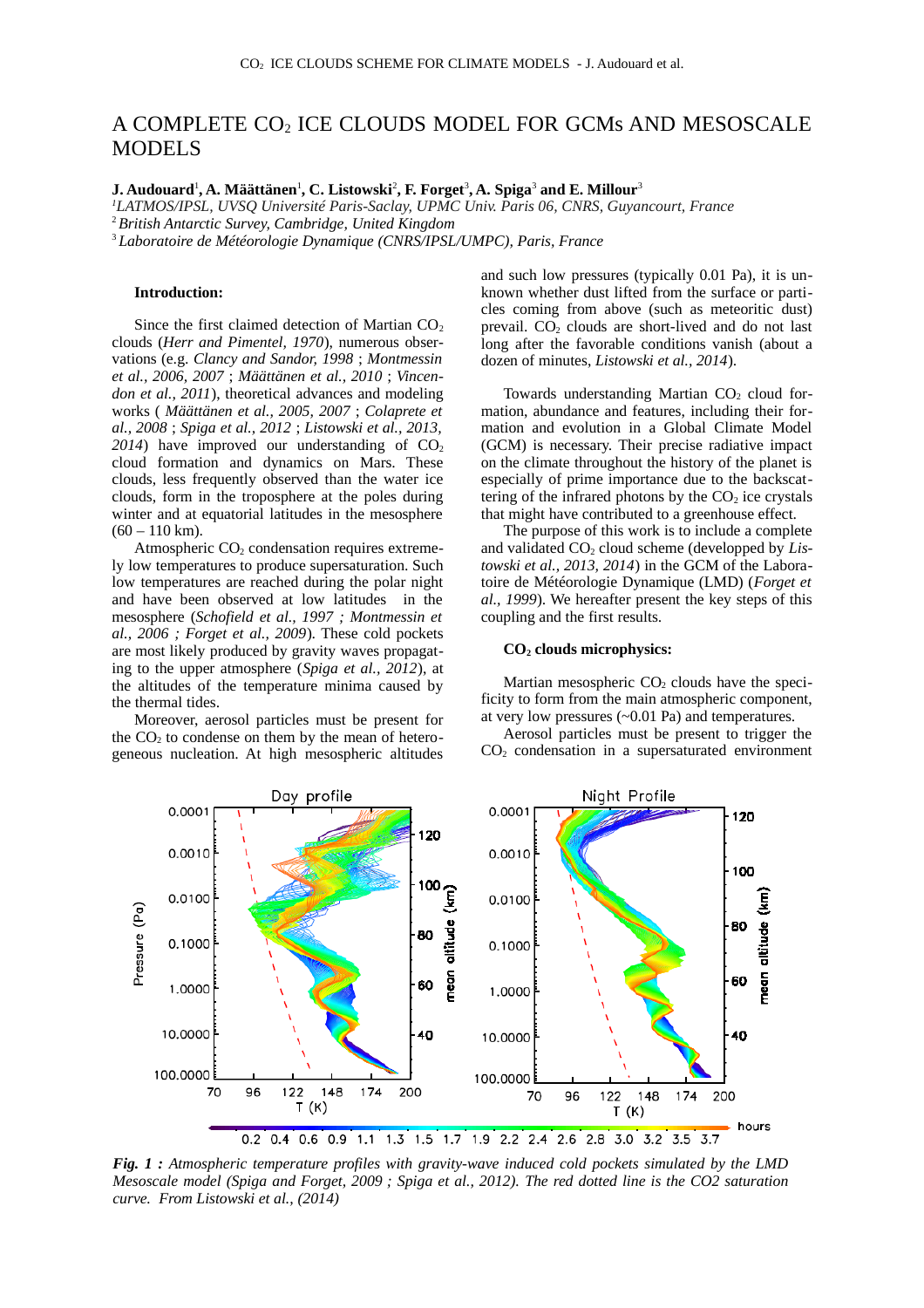# A COMPLETE $CO_2$ ICE CLOUDS MODEL FOR GCMs AND MESOSCALE MODELS

**J. Audouard**[1], **A. Määttänen**[1], **C. Listowski**[2], **F. Forget**[3], **A. Spiga**[3] **and E. Millour**[3]

[1] *LATMOS/IPSL, UVSQ Université Paris-Saclay, UPMC Univ. Paris 06, CNRS, Guyancourt, France*
[2] *British Antarctic Survey, Cambridge, United Kingdom*
[3] *Laboratoire de Météorologie Dynamique (CNRS/IPSL/UMPC), Paris, France*

**Introduction:**

Since the first claimed detection of Martian $CO_2$ clouds (*Herr and Pimentel, 1970*), numerous observations (e.g. *Clancy and Sandor, 1998* ; *Montmessin et al., 2006, 2007* ; *Määttänen et al., 2010* ; *Vincendon et al., 2011*), theoretical advances and modeling works ( *Määttänen et al., 2005, 2007* ; *Colaprete et al., 2008* ; *Spiga et al., 2012* ; *Listowski et al., 2013, 2014*) have improved our understanding of $CO_2$ cloud formation and dynamics on Mars. These clouds, less frequently observed than the water ice clouds, form in the troposphere at the poles during winter and at equatorial latitudes in the mesosphere (60 – 110 km).

Atmospheric $CO_2$ condensation requires extremely low temperatures to produce supersaturation. Such low temperatures are reached during the polar night and have been observed at low latitudes in the mesosphere (*Schofield et al., 1997 ; Montmessin et al., 2006 ; Forget et al., 2009*). These cold pockets are most likely produced by gravity waves propagating to the upper atmosphere (*Spiga et al., 2012*), at the altitudes of the temperature minima caused by the thermal tides.

Moreover, aerosol particles must be present for the $CO_2$ to condense on them by the mean of heterogeneous nucleation. At high mesospheric altitudes and such low pressures (typically 0.01 Pa), it is unknown whether dust lifted from the surface or particles coming from above (such as meteoritic dust) prevail. $CO_2$ clouds are short-lived and do not last long after the favorable conditions vanish (about a dozen of minutes, *Listowski et al., 2014*).

Towards understanding Martian $CO_2$ cloud formation, abundance and features, including their formation and evolution in a Global Climate Model (GCM) is necessary. Their precise radiative impact on the climate throughout the history of the planet is especially of prime importance due to the backscattering of the infrared photons by the $CO_2$ ice crystals that might have contributed to a greenhouse effect.

The purpose of this work is to include a complete and validated $CO_2$ cloud scheme (developped by *Listowski et al., 2013, 2014*) in the GCM of the Laboratoire de Météorologie Dynamique (LMD) (*Forget et al., 1999*). We hereafter present the key steps of this coupling and the first results.

**$CO_2$ clouds microphysics:**

Martian mesospheric $CO_2$ clouds have the specificity to form from the main atmospheric component, at very low pressures (~0.01 Pa) and temperatures.

Aerosol particles must be present to trigger the $CO_2$ condensation in a supersaturated environment

***Fig. 1 :*** *Atmospheric temperature profiles with gravity-wave induced cold pockets simulated by the LMD Mesoscale model (Spiga and Forget, 2009 ; Spiga et al., 2012). The red dotted line is the CO2 saturation curve. From Listowski et al., (2014)*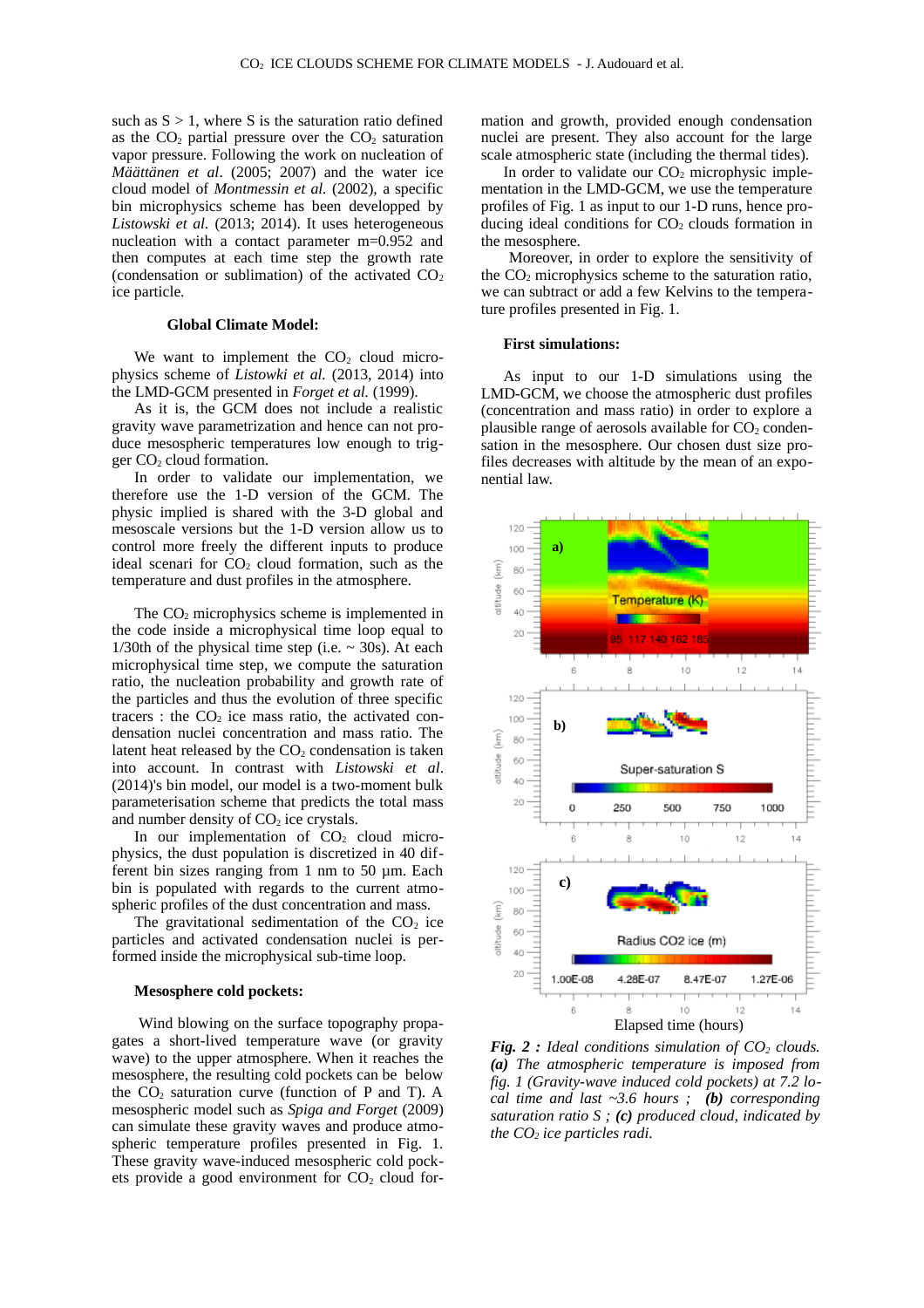such as S > 1, where S is the saturation ratio defined as the $CO_2$ partial pressure over the $CO_2$ saturation vapor pressure. Following the work on nucleation of *Määttänen et al*. (2005; 2007) and the water ice cloud model of *Montmessin et al.* (2002), a specific bin microphysics scheme has been developped by *Listowski et al.* (2013; 2014). It uses heterogeneous nucleation with a contact parameter m=0.952 and then computes at each time step the growth rate (condensation or sublimation) of the activated $CO_2$ ice particle.

### Global Climate Model:

We want to implement the $CO_2$ cloud microphysics scheme of *Listowki et al.* (2013, 2014) into the LMD-GCM presented in *Forget et al.* (1999).

As it is, the GCM does not include a realistic gravity wave parametrization and hence can not produce mesospheric temperatures low enough to trigger $CO_2$ cloud formation.

In order to validate our implementation, we therefore use the 1-D version of the GCM. The physic implied is shared with the 3-D global and mesoscale versions but the 1-D version allow us to control more freely the different inputs to produce ideal scenari for $CO_2$ cloud formation, such as the temperature and dust profiles in the atmosphere.

The $CO_2$ microphysics scheme is implemented in the code inside a microphysical time loop equal to 1/30th of the physical time step (i.e. ~ 30s). At each microphysical time step, we compute the saturation ratio, the nucleation probability and growth rate of the particles and thus the evolution of three specific tracers : the $CO_2$ ice mass ratio, the activated condensation nuclei concentration and mass ratio. The latent heat released by the $CO_2$ condensation is taken into account. In contrast with *Listowski et al.* (2014)'s bin model, our model is a two-moment bulk parameterisation scheme that predicts the total mass and number density of $CO_2$ ice crystals.

In our implementation of $CO_2$ cloud microphysics, the dust population is discretized in 40 different bin sizes ranging from 1 nm to 50 µm. Each bin is populated with regards to the current atmospheric profiles of the dust concentration and mass.

The gravitational sedimentation of the $CO_2$ ice particles and activated condensation nuclei is performed inside the microphysical sub-time loop.

### Mesosphere cold pockets:

Wind blowing on the surface topography propagates a short-lived temperature wave (or gravity wave) to the upper atmosphere. When it reaches the mesosphere, the resulting cold pockets can be below the $CO_2$ saturation curve (function of P and T). A mesospheric model such as *Spiga and Forget* (2009) can simulate these gravity waves and produce atmospheric temperature profiles presented in Fig. 1. These gravity wave-induced mesospheric cold pockets provide a good environment for $CO_2$ cloud formation and growth, provided enough condensation nuclei are present. They also account for the large scale atmospheric state (including the thermal tides).

In order to validate our $CO_2$ microphysic implementation in the LMD-GCM, we use the temperature profiles of Fig. 1 as input to our 1-D runs, hence producing ideal conditions for $CO_2$ clouds formation in the mesosphere.

Moreover, in order to explore the sensitivity of the $CO_2$ microphysics scheme to the saturation ratio, we can subtract or add a few Kelvins to the temperature profiles presented in Fig. 1.

### First simulations:

As input to our 1-D simulations using the LMD-GCM, we choose the atmospheric dust profiles (concentration and mass ratio) in order to explore a plausible range of aerosols available for $CO_2$ condensation in the mesosphere. Our chosen dust size profiles decreases with altitude by the mean of an exponential law.

*Fig. 2 : Ideal conditions simulation of $CO_2$ clouds. **(a)** The atmospheric temperature is imposed from fig. 1 (Gravity-wave induced cold pockets) at 7.2 local time and last ~3.6 hours ; **(b)** corresponding saturation ratio S ; **(c)** produced cloud, indicated by the $CO_2$ ice particles radi.*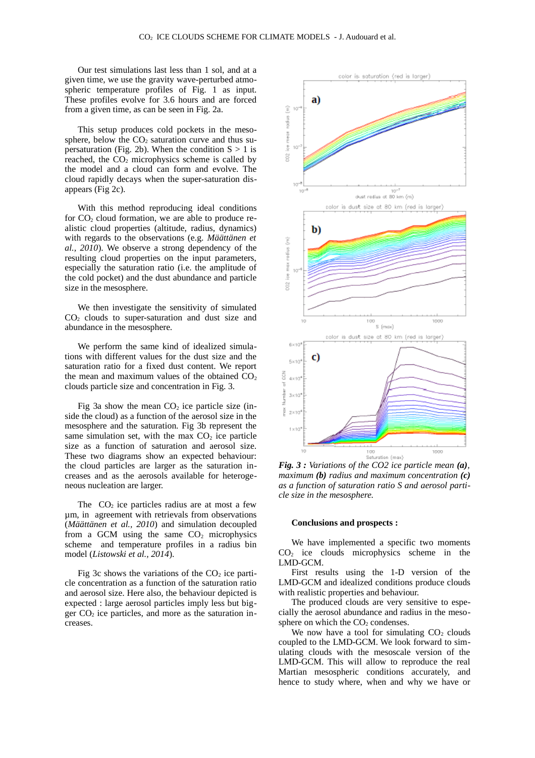Our test simulations last less than 1 sol, and at a given time, we use the gravity wave-perturbed atmospheric temperature profiles of Fig. 1 as input. These profiles evolve for 3.6 hours and are forced from a given time, as can be seen in Fig. 2a.

This setup produces cold pockets in the mesosphere, below the $CO_2$ saturation curve and thus supersaturation (Fig. 2b). When the condition $S > 1$ is reached, the $CO_2$ microphysics scheme is called by the model and a cloud can form and evolve. The cloud rapidly decays when the super-saturation disappears (Fig 2c).

With this method reproducing ideal conditions for $CO_2$ cloud formation, we are able to produce realistic cloud properties (altitude, radius, dynamics) with regards to the observations (e.g. *Määttänen et al., 2010*). We observe a strong dependency of the resulting cloud properties on the input parameters, especially the saturation ratio (i.e. the amplitude of the cold pocket) and the dust abundance and particle size in the mesosphere.

We then investigate the sensitivity of simulated $CO_2$ clouds to super-saturation and dust size and abundance in the mesosphere.

We perform the same kind of idealized simulations with different values for the dust size and the saturation ratio for a fixed dust content. We report the mean and maximum values of the obtained $CO_2$ clouds particle size and concentration in Fig. 3.

Fig 3a show the mean $CO_2$ ice particle size (inside the cloud) as a function of the aerosol size in the mesosphere and the saturation. Fig 3b represent the same simulation set, with the max $CO_2$ ice particle size as a function of saturation and aerosol size. These two diagrams show an expected behaviour: the cloud particles are larger as the saturation increases and as the aerosols available for heterogeneous nucleation are larger.

The $CO_2$ ice particles radius are at most a few µm, in agreement with retrievals from observations (*Määttänen et al., 2010*) and simulation decoupled from a GCM using the same $CO_2$ microphysics scheme and temperature profiles in a radius bin model (*Listowski et al., 2014*).

Fig 3c shows the variations of the $CO_2$ ice particle concentration as a function of the saturation ratio and aerosol size. Here also, the behaviour depicted is expected : large aerosol particles imply less but bigger $CO_2$ ice particles, and more as the saturation increases.

***Fig. 3 :** Variations of the CO2 ice particle mean **(a)**, maximum **(b)** radius and maximum concentration **(c)** as a function of saturation ratio S and aerosol particle size in the mesosphere.*

**Conclusions and prospects :**

We have implemented a specific two moments $CO_2$ ice clouds microphysics scheme in the LMD-GCM.

First results using the 1-D version of the LMD-GCM and idealized conditions produce clouds with realistic properties and behaviour.

The produced clouds are very sensitive to especially the aerosol abundance and radius in the mesosphere on which the $CO_2$ condenses.

We now have a tool for simulating $CO_2$ clouds coupled to the LMD-GCM. We look forward to simulating clouds with the mesoscale version of the LMD-GCM. This will allow to reproduce the real Martian mesospheric conditions accurately, and hence to study where, when and why we have or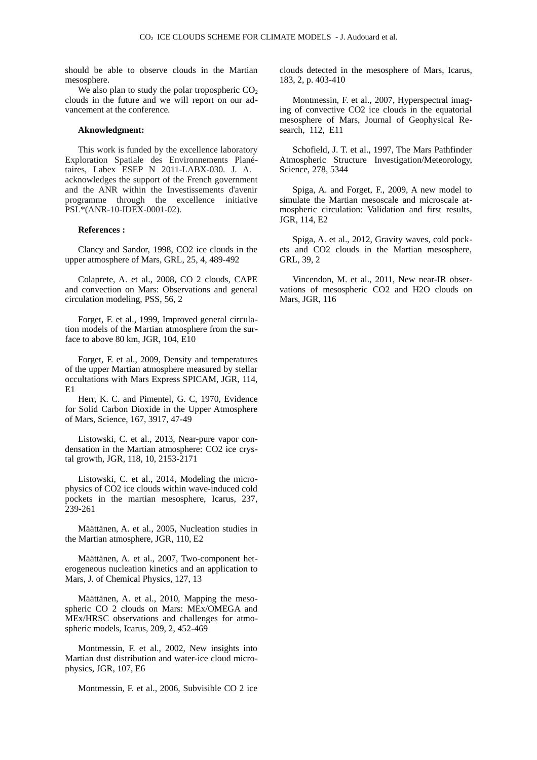should be able to observe clouds in the Martian mesosphere.

We also plan to study the polar tropospheric $CO_2$ clouds in the future and we will report on our advancement at the conference.

**Aknowledgment:**

This work is funded by the excellence laboratory Exploration Spatiale des Environnements Planétaires, Labex ESEP N 2011-LABX-030. J. A. acknowledges the support of the French government and the ANR within the Investissements d'avenir programme through the excellence initiative PSL*(ANR-10-IDEX-0001-02).

**References :**

Clancy and Sandor, 1998, CO2 ice clouds in the upper atmosphere of Mars, GRL, 25, 4, 489-492

Colaprete, A. et al., 2008, CO 2 clouds, CAPE and convection on Mars: Observations and general circulation modeling, PSS, 56, 2

Forget, F. et al., 1999, Improved general circulation models of the Martian atmosphere from the surface to above 80 km, JGR, 104, E10

Forget, F. et al., 2009, Density and temperatures of the upper Martian atmosphere measured by stellar occultations with Mars Express SPICAM, JGR, 114, E1

Herr, K. C. and Pimentel, G. C, 1970, Evidence for Solid Carbon Dioxide in the Upper Atmosphere of Mars, Science, 167, 3917, 47-49

Listowski, C. et al., 2013, Near-pure vapor condensation in the Martian atmosphere: CO2 ice crystal growth, JGR, 118, 10, 2153-2171

Listowski, C. et al., 2014, Modeling the microphysics of CO2 ice clouds within wave-induced cold pockets in the martian mesosphere, Icarus, 237, 239-261

Määttänen, A. et al., 2005, Nucleation studies in the Martian atmosphere, JGR, 110, E2

Määttänen, A. et al., 2007, Two-component heterogeneous nucleation kinetics and an application to Mars, J. of Chemical Physics, 127, 13

Määttänen, A. et al., 2010, Mapping the mesospheric CO 2 clouds on Mars: MEx/OMEGA and MEx/HRSC observations and challenges for atmospheric models, Icarus, 209, 2, 452-469

Montmessin, F. et al., 2002, New insights into Martian dust distribution and water-ice cloud microphysics, JGR, 107, E6

Montmessin, F. et al., 2006, Subvisible CO 2 ice clouds detected in the mesosphere of Mars, Icarus, 183, 2, p. 403-410

Montmessin, F. et al., 2007, Hyperspectral imaging of convective CO2 ice clouds in the equatorial mesosphere of Mars, Journal of Geophysical Research, 112, E11

Schofield, J. T. et al., 1997, The Mars Pathfinder Atmospheric Structure Investigation/Meteorology, Science, 278, 5344

Spiga, A. and Forget, F., 2009, A new model to simulate the Martian mesoscale and microscale atmospheric circulation: Validation and first results, JGR, 114, E2

Spiga, A. et al., 2012, Gravity waves, cold pockets and CO2 clouds in the Martian mesosphere, GRL, 39, 2

Vincendon, M. et al., 2011, New near-IR observations of mesospheric CO2 and H2O clouds on Mars, JGR, 116